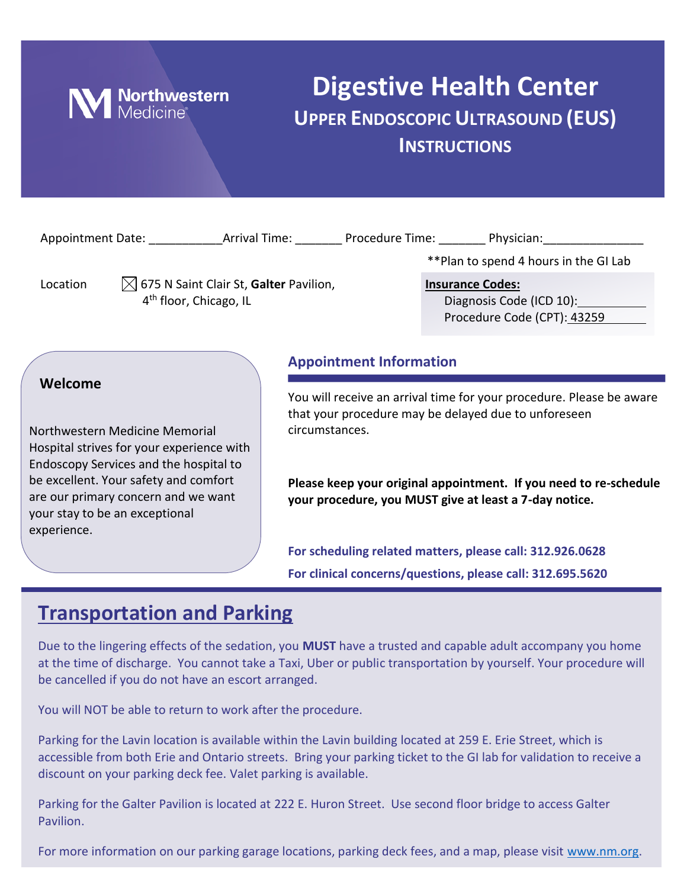Northwestern Medicine

# Digestive Health Center

## Upper Endoscopic Ultrasound (EUS) Instructions

Appointment Date: ___________ Arrival Time: _______ Procedure Time: _______ Physician: _______________

**Plan to spend 4 hours in the GI Lab

Location ☒ 675 N Saint Clair St, **Galter** Pavilion, 4th floor, Chicago, IL

**Insurance Codes:**
Diagnosis Code (ICD 10): __________
Procedure Code (CPT): 43259

### Welcome

Northwestern Medicine Memorial Hospital strives for your experience with Endoscopy Services and the hospital to be excellent. Your safety and comfort are our primary concern and we want your stay to be an exceptional experience.

### Appointment Information

You will receive an arrival time for your procedure. Please be aware that your procedure may be delayed due to unforeseen circumstances.

**Please keep your original appointment. If you need to re-schedule your procedure, you MUST give at least a 7-day notice.**

**For scheduling related matters, please call: 312.926.0628**

**For clinical concerns/questions, please call: 312.695.5620**

## Transportation and Parking

Due to the lingering effects of the sedation, you **MUST** have a trusted and capable adult accompany you home at the time of discharge. You cannot take a Taxi, Uber or public transportation by yourself. Your procedure will be cancelled if you do not have an escort arranged.

You will NOT be able to return to work after the procedure.

Parking for the Lavin location is available within the Lavin building located at 259 E. Erie Street, which is accessible from both Erie and Ontario streets. Bring your parking ticket to the GI lab for validation to receive a discount on your parking deck fee. Valet parking is available.

Parking for the Galter Pavilion is located at 222 E. Huron Street. Use second floor bridge to access Galter Pavilion.

For more information on our parking garage locations, parking deck fees, and a map, please visit www.nm.org.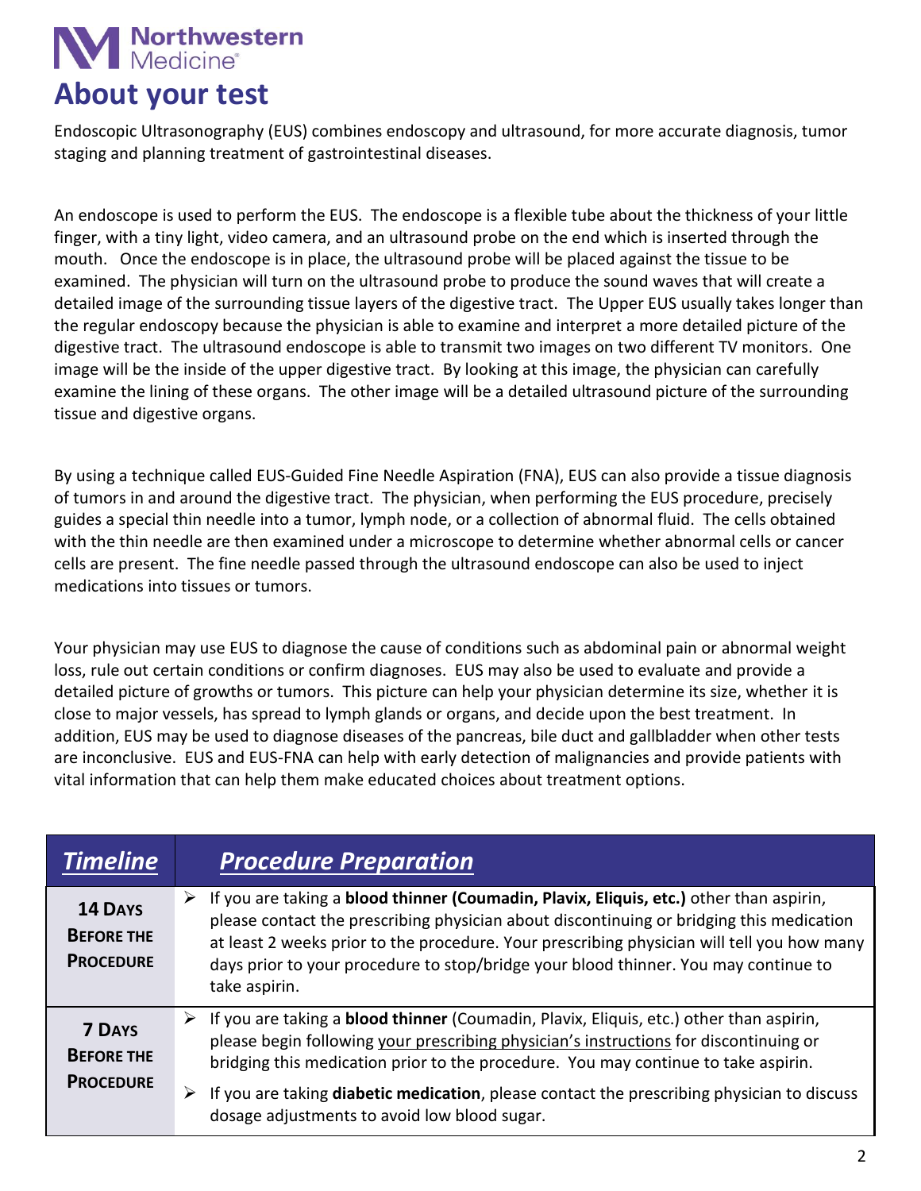# About your test

Endoscopic Ultrasonography (EUS) combines endoscopy and ultrasound, for more accurate diagnosis, tumor staging and planning treatment of gastrointestinal diseases.

An endoscope is used to perform the EUS. The endoscope is a flexible tube about the thickness of your little finger, with a tiny light, video camera, and an ultrasound probe on the end which is inserted through the mouth. Once the endoscope is in place, the ultrasound probe will be placed against the tissue to be examined. The physician will turn on the ultrasound probe to produce the sound waves that will create a detailed image of the surrounding tissue layers of the digestive tract. The Upper EUS usually takes longer than the regular endoscopy because the physician is able to examine and interpret a more detailed picture of the digestive tract. The ultrasound endoscope is able to transmit two images on two different TV monitors. One image will be the inside of the upper digestive tract. By looking at this image, the physician can carefully examine the lining of these organs. The other image will be a detailed ultrasound picture of the surrounding tissue and digestive organs.

By using a technique called EUS-Guided Fine Needle Aspiration (FNA), EUS can also provide a tissue diagnosis of tumors in and around the digestive tract. The physician, when performing the EUS procedure, precisely guides a special thin needle into a tumor, lymph node, or a collection of abnormal fluid. The cells obtained with the thin needle are then examined under a microscope to determine whether abnormal cells or cancer cells are present. The fine needle passed through the ultrasound endoscope can also be used to inject medications into tissues or tumors.

Your physician may use EUS to diagnose the cause of conditions such as abdominal pain or abnormal weight loss, rule out certain conditions or confirm diagnoses. EUS may also be used to evaluate and provide a detailed picture of growths or tumors. This picture can help your physician determine its size, whether it is close to major vessels, has spread to lymph glands or organs, and decide upon the best treatment. In addition, EUS may be used to diagnose diseases of the pancreas, bile duct and gallbladder when other tests are inconclusive. EUS and EUS-FNA can help with early detection of malignancies and provide patients with vital information that can help them make educated choices about treatment options.

| ***Timeline*** | ***Procedure Preparation*** |
|---|---|
| **14 Days Before the Procedure** | ➢ If you are taking a **blood thinner (Coumadin, Plavix, Eliquis, etc.)** other than aspirin, please contact the prescribing physician about discontinuing or bridging this medication at least 2 weeks prior to the procedure. Your prescribing physician will tell you how many days prior to your procedure to stop/bridge your blood thinner. You may continue to take aspirin. |
| **7 Days Before the Procedure** | ➢ If you are taking a **blood thinner** (Coumadin, Plavix, Eliquis, etc.) other than aspirin, please begin following your prescribing physician's instructions for discontinuing or bridging this medication prior to the procedure. You may continue to take aspirin.<br>➢ If you are taking **diabetic medication**, please contact the prescribing physician to discuss dosage adjustments to avoid low blood sugar. |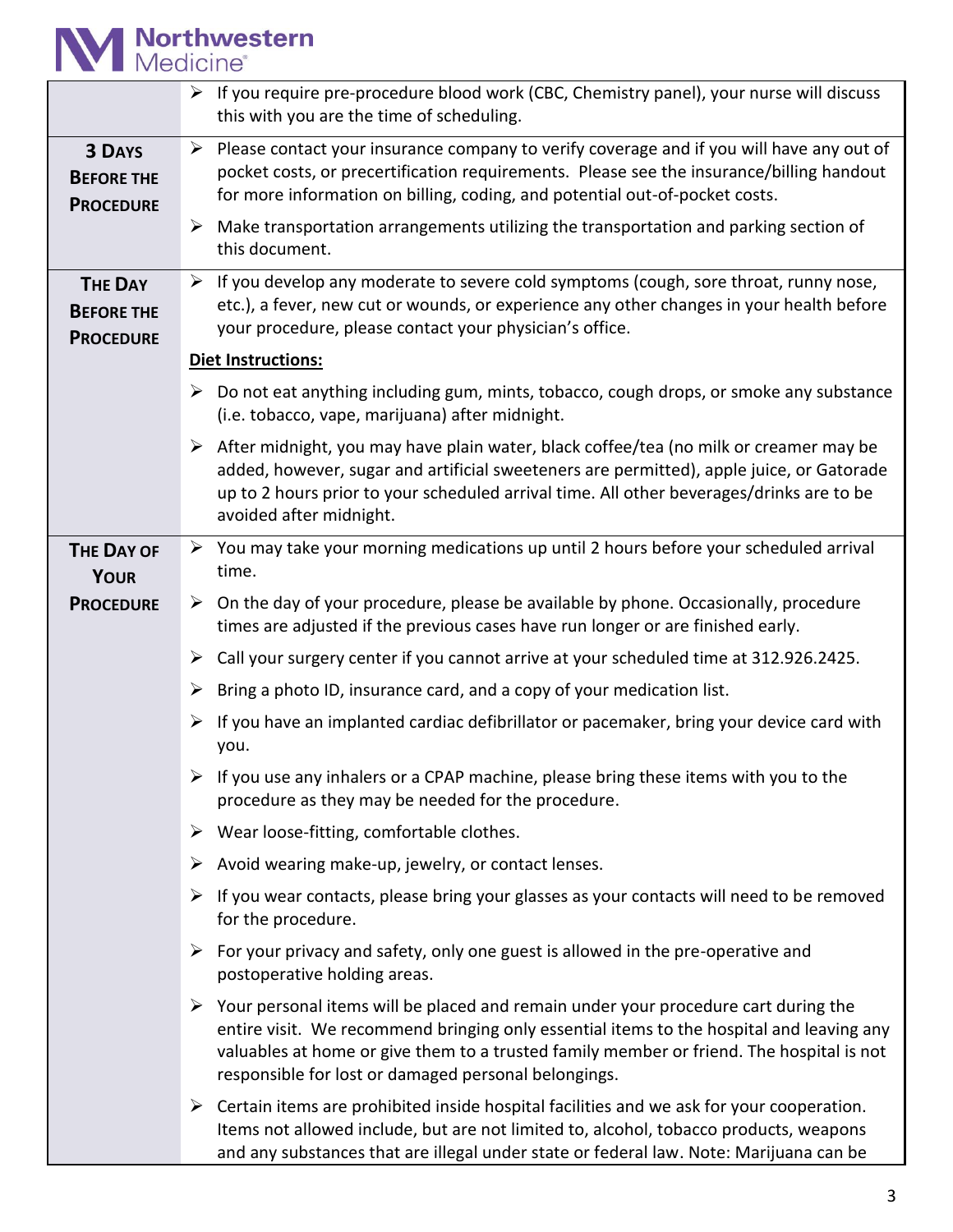| | |
|---|---|
| | ➢ If you require pre-procedure blood work (CBC, Chemistry panel), your nurse will discuss this with you are the time of scheduling. |
| **3 Days Before the Procedure** | ➢ Please contact your insurance company to verify coverage and if you will have any out of pocket costs, or precertification requirements. Please see the insurance/billing handout for more information on billing, coding, and potential out-of-pocket costs.<br>➢ Make transportation arrangements utilizing the transportation and parking section of this document. |
| **The Day Before the Procedure** | ➢ If you develop any moderate to severe cold symptoms (cough, sore throat, runny nose, etc.), a fever, new cut or wounds, or experience any other changes in your health before your procedure, please contact your physician's office.<br>**Diet Instructions:**<br>➢ Do not eat anything including gum, mints, tobacco, cough drops, or smoke any substance (i.e. tobacco, vape, marijuana) after midnight.<br>➢ After midnight, you may have plain water, black coffee/tea (no milk or creamer may be added, however, sugar and artificial sweeteners are permitted), apple juice, or Gatorade up to 2 hours prior to your scheduled arrival time. All other beverages/drinks are to be avoided after midnight. |
| **The Day of Your Procedure** | ➢ You may take your morning medications up until 2 hours before your scheduled arrival time.<br>➢ On the day of your procedure, please be available by phone. Occasionally, procedure times are adjusted if the previous cases have run longer or are finished early.<br>➢ Call your surgery center if you cannot arrive at your scheduled time at 312.926.2425.<br>➢ Bring a photo ID, insurance card, and a copy of your medication list.<br>➢ If you have an implanted cardiac defibrillator or pacemaker, bring your device card with you.<br>➢ If you use any inhalers or a CPAP machine, please bring these items with you to the procedure as they may be needed for the procedure.<br>➢ Wear loose-fitting, comfortable clothes.<br>➢ Avoid wearing make-up, jewelry, or contact lenses.<br>➢ If you wear contacts, please bring your glasses as your contacts will need to be removed for the procedure.<br>➢ For your privacy and safety, only one guest is allowed in the pre-operative and postoperative holding areas.<br>➢ Your personal items will be placed and remain under your procedure cart during the entire visit. We recommend bringing only essential items to the hospital and leaving any valuables at home or give them to a trusted family member or friend. The hospital is not responsible for lost or damaged personal belongings.<br>➢ Certain items are prohibited inside hospital facilities and we ask for your cooperation. Items not allowed include, but are not limited to, alcohol, tobacco products, weapons and any substances that are illegal under state or federal law. Note: Marijuana can be |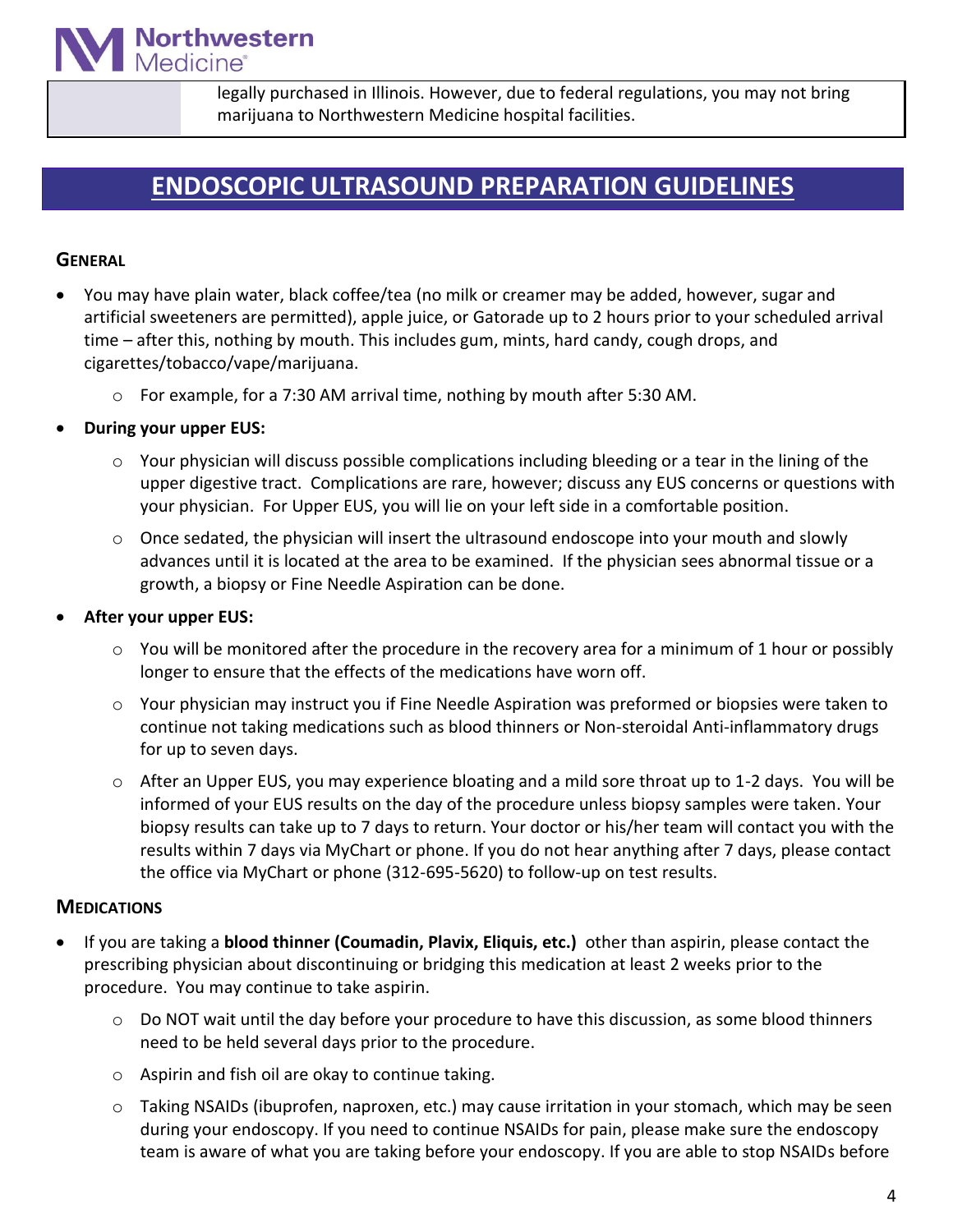legally purchased in Illinois. However, due to federal regulations, you may not bring marijuana to Northwestern Medicine hospital facilities.

## ENDOSCOPIC ULTRASOUND PREPARATION GUIDELINES

### GENERAL

- You may have plain water, black coffee/tea (no milk or creamer may be added, however, sugar and artificial sweeteners are permitted), apple juice, or Gatorade up to 2 hours prior to your scheduled arrival time – after this, nothing by mouth. This includes gum, mints, hard candy, cough drops, and cigarettes/tobacco/vape/marijuana.
    - For example, for a 7:30 AM arrival time, nothing by mouth after 5:30 AM.
- **During your upper EUS:**
    - Your physician will discuss possible complications including bleeding or a tear in the lining of the upper digestive tract. Complications are rare, however; discuss any EUS concerns or questions with your physician. For Upper EUS, you will lie on your left side in a comfortable position.
    - Once sedated, the physician will insert the ultrasound endoscope into your mouth and slowly advances until it is located at the area to be examined. If the physician sees abnormal tissue or a growth, a biopsy or Fine Needle Aspiration can be done.
- **After your upper EUS:**
    - You will be monitored after the procedure in the recovery area for a minimum of 1 hour or possibly longer to ensure that the effects of the medications have worn off.
    - Your physician may instruct you if Fine Needle Aspiration was preformed or biopsies were taken to continue not taking medications such as blood thinners or Non-steroidal Anti-inflammatory drugs for up to seven days.
    - After an Upper EUS, you may experience bloating and a mild sore throat up to 1-2 days. You will be informed of your EUS results on the day of the procedure unless biopsy samples were taken. Your biopsy results can take up to 7 days to return. Your doctor or his/her team will contact you with the results within 7 days via MyChart or phone. If you do not hear anything after 7 days, please contact the office via MyChart or phone (312-695-5620) to follow-up on test results.

### MEDICATIONS

- If you are taking a **blood thinner (Coumadin, Plavix, Eliquis, etc.)** other than aspirin, please contact the prescribing physician about discontinuing or bridging this medication at least 2 weeks prior to the procedure. You may continue to take aspirin.
    - Do NOT wait until the day before your procedure to have this discussion, as some blood thinners need to be held several days prior to the procedure.
    - Aspirin and fish oil are okay to continue taking.
    - Taking NSAIDs (ibuprofen, naproxen, etc.) may cause irritation in your stomach, which may be seen during your endoscopy. If you need to continue NSAIDs for pain, please make sure the endoscopy team is aware of what you are taking before your endoscopy. If you are able to stop NSAIDs before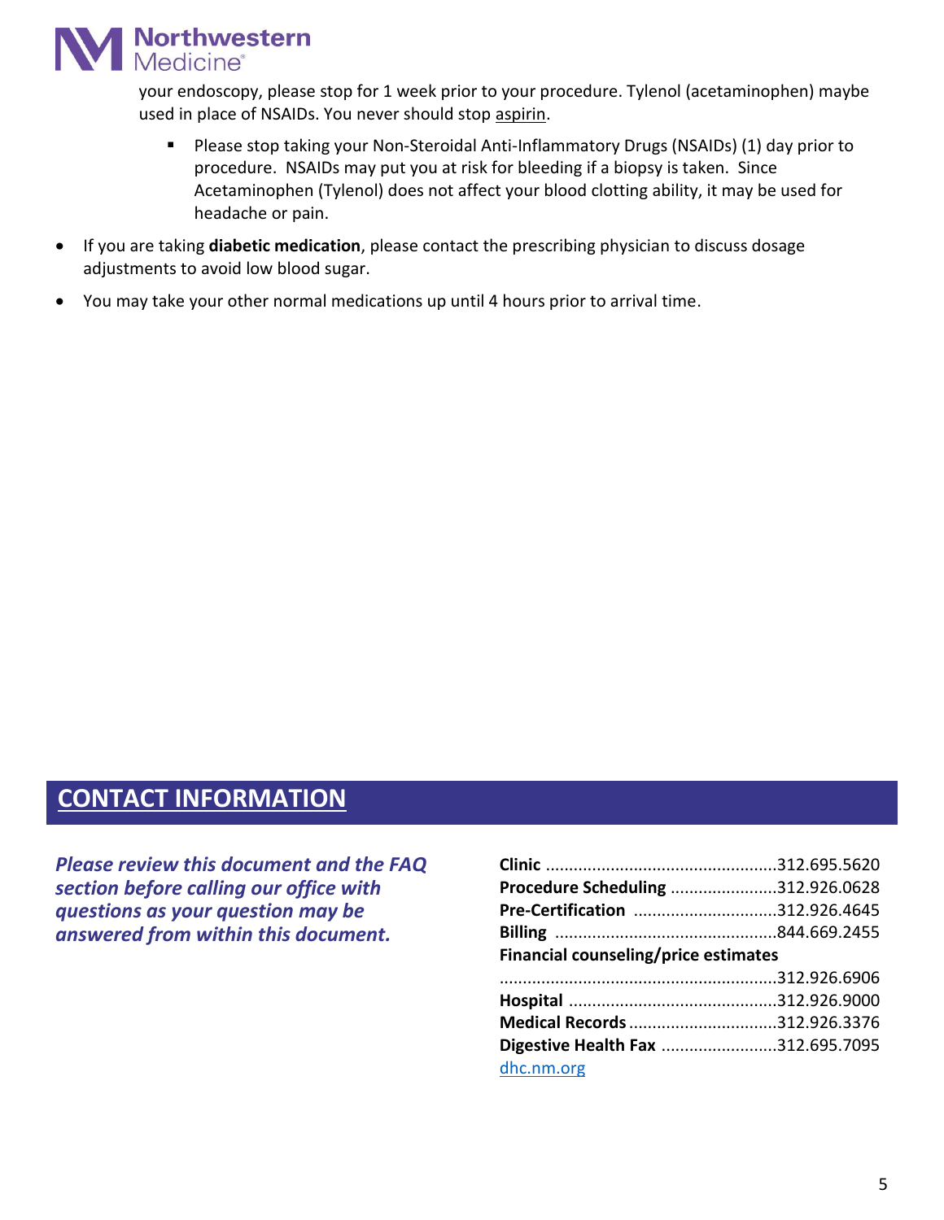your endoscopy, please stop for 1 week prior to your procedure. Tylenol (acetaminophen) maybe used in place of NSAIDs. You never should stop aspirin.

  - Please stop taking your Non-Steroidal Anti-Inflammatory Drugs (NSAIDs) (1) day prior to procedure. NSAIDs may put you at risk for bleeding if a biopsy is taken. Since Acetaminophen (Tylenol) does not affect your blood clotting ability, it may be used for headache or pain.

- If you are taking **diabetic medication**, please contact the prescribing physician to discuss dosage adjustments to avoid low blood sugar.
- You may take your other normal medications up until 4 hours prior to arrival time.

## CONTACT INFORMATION

***Please review this document and the FAQ section before calling our office with questions as your question may be answered from within this document.***

**Clinic** ................................................312.695.5620
**Procedure Scheduling** .......................312.926.0628
**Pre-Certification** ..............................312.926.4645
**Billing** ...............................................844.669.2455
**Financial counseling/price estimates**
..........................................................312.926.6906
**Hospital** ............................................312.926.9000
**Medical Records** ...............................312.926.3376
**Digestive Health Fax** .........................312.695.7095
dhc.nm.org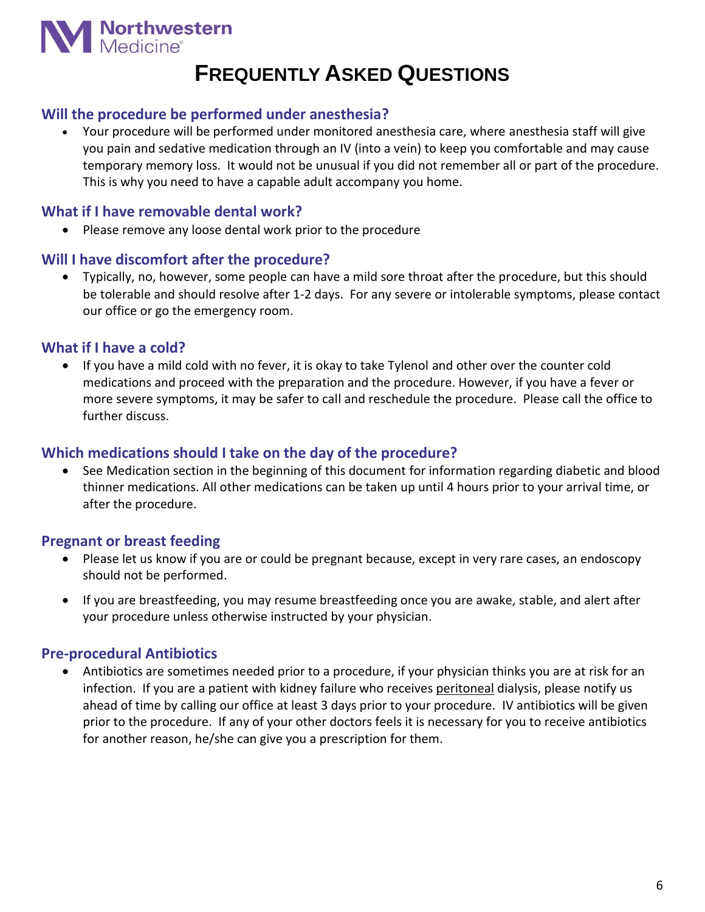# FREQUENTLY ASKED QUESTIONS

## Will the procedure be performed under anesthesia?

- Your procedure will be performed under monitored anesthesia care, where anesthesia staff will give you pain and sedative medication through an IV (into a vein) to keep you comfortable and may cause temporary memory loss. It would not be unusual if you did not remember all or part of the procedure. This is why you need to have a capable adult accompany you home.

## What if I have removable dental work?

- Please remove any loose dental work prior to the procedure

## Will I have discomfort after the procedure?

- Typically, no, however, some people can have a mild sore throat after the procedure, but this should be tolerable and should resolve after 1-2 days. For any severe or intolerable symptoms, please contact our office or go the emergency room.

## What if I have a cold?

- If you have a mild cold with no fever, it is okay to take Tylenol and other over the counter cold medications and proceed with the preparation and the procedure. However, if you have a fever or more severe symptoms, it may be safer to call and reschedule the procedure. Please call the office to further discuss.

## Which medications should I take on the day of the procedure?

- See Medication section in the beginning of this document for information regarding diabetic and blood thinner medications. All other medications can be taken up until 4 hours prior to your arrival time, or after the procedure.

## Pregnant or breast feeding

- Please let us know if you are or could be pregnant because, except in very rare cases, an endoscopy should not be performed.
- If you are breastfeeding, you may resume breastfeeding once you are awake, stable, and alert after your procedure unless otherwise instructed by your physician.

## Pre-procedural Antibiotics

- Antibiotics are sometimes needed prior to a procedure, if your physician thinks you are at risk for an infection. If you are a patient with kidney failure who receives peritoneal dialysis, please notify us ahead of time by calling our office at least 3 days prior to your procedure. IV antibiotics will be given prior to the procedure. If any of your other doctors feels it is necessary for you to receive antibiotics for another reason, he/she can give you a prescription for them.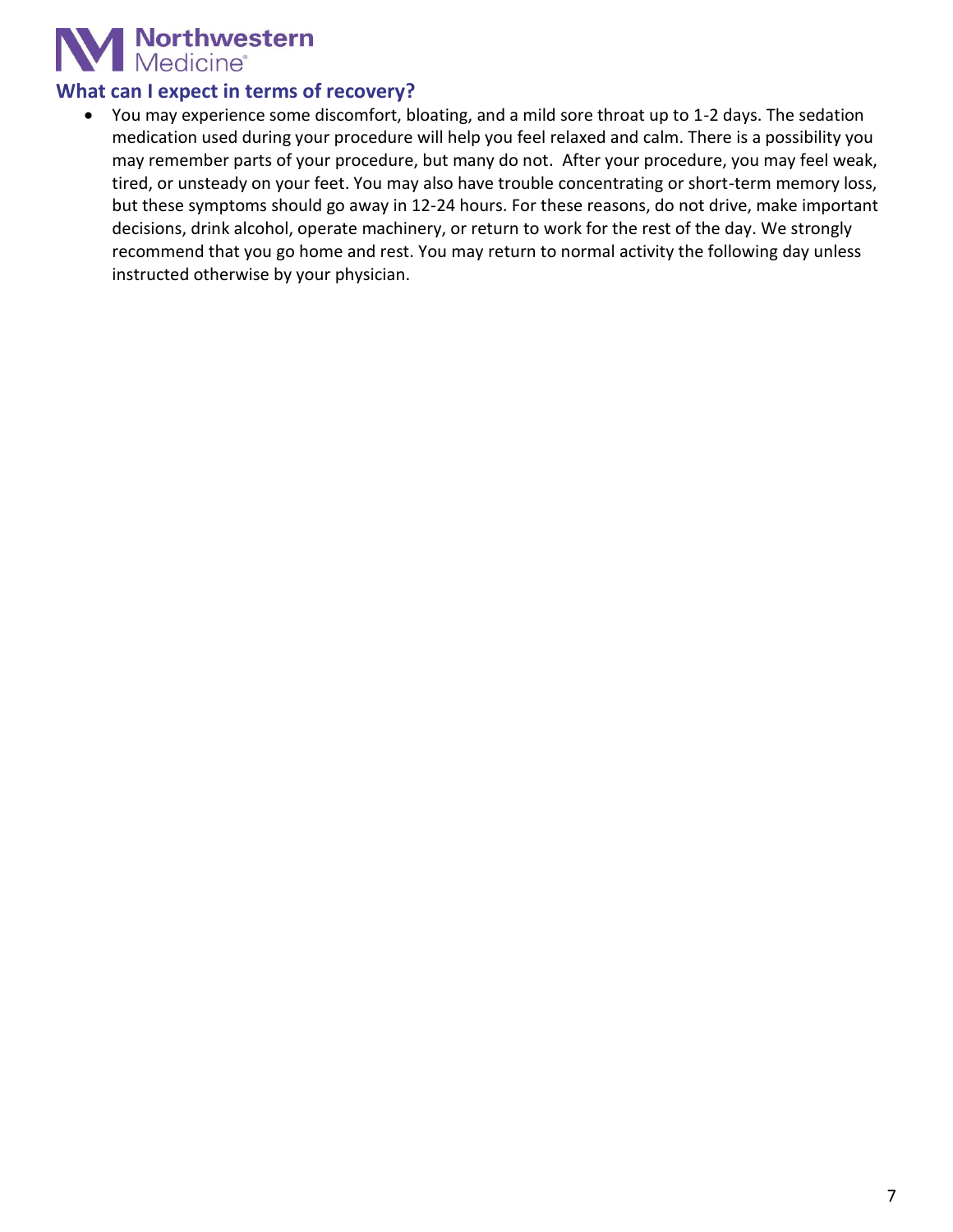## What can I expect in terms of recovery?

- You may experience some discomfort, bloating, and a mild sore throat up to 1-2 days. The sedation medication used during your procedure will help you feel relaxed and calm. There is a possibility you may remember parts of your procedure, but many do not. After your procedure, you may feel weak, tired, or unsteady on your feet. You may also have trouble concentrating or short-term memory loss, but these symptoms should go away in 12-24 hours. For these reasons, do not drive, make important decisions, drink alcohol, operate machinery, or return to work for the rest of the day. We strongly recommend that you go home and rest. You may return to normal activity the following day unless instructed otherwise by your physician.